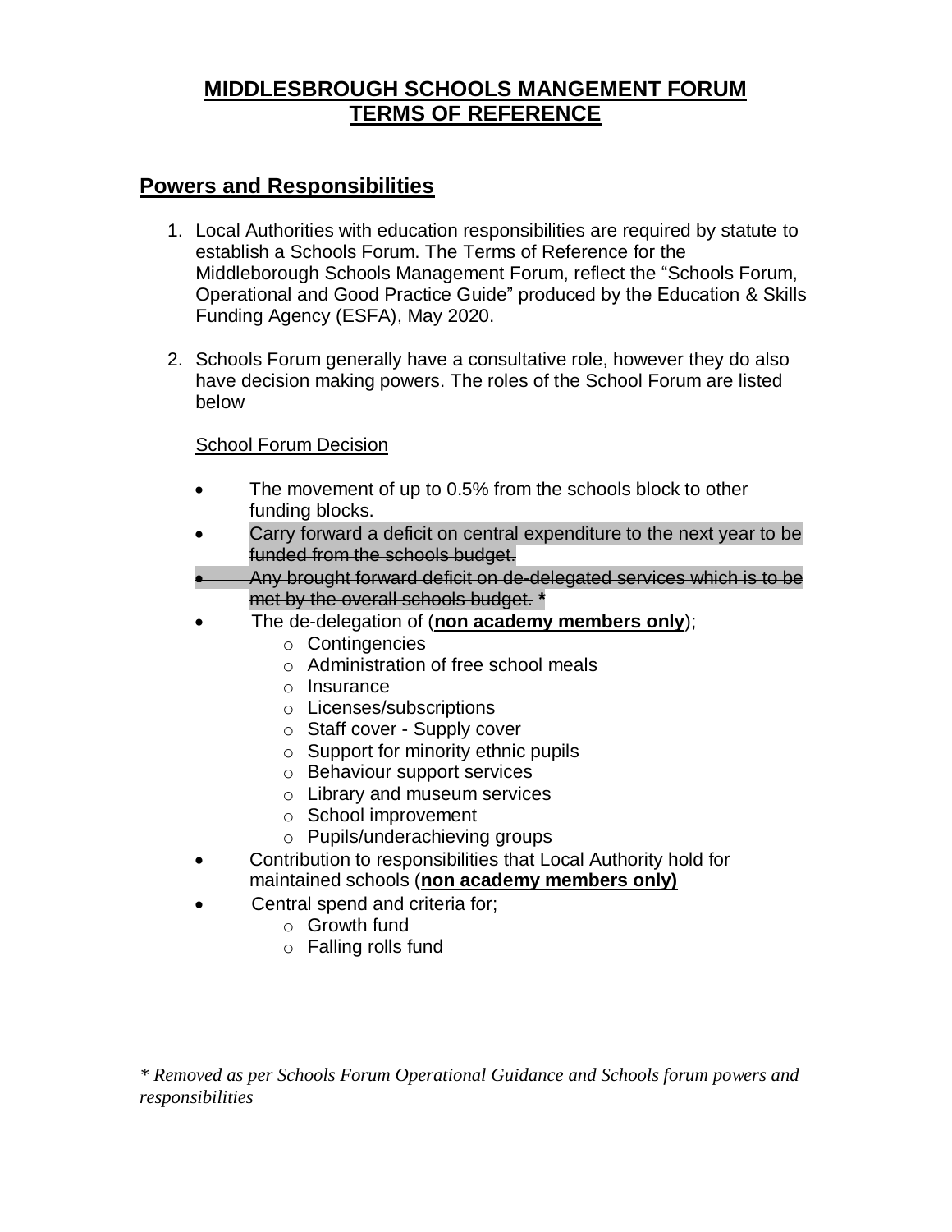# MIDDLESBROUGH SCHOOLS MANGEMENT FORUM TERMS OF REFERENCE

## Powers and Responsibilities

1. Local Authorities with education responsibilities are required by statute to establish a Schools Forum. The Terms of Reference for the Middleborough Schools Management Forum, reflect the "Schools Forum, Operational and Good Practice Guide" produced by the Education & Skills Funding Agency (ESFA), May 2020.

2. Schools Forum generally have a consultative role, however they do also have decision making powers. The roles of the School Forum are listed below

   School Forum Decision

   - The movement of up to 0.5% from the schools block to other funding blocks.
   - ~~Carry forward a deficit on central expenditure to the next year to be funded from the schools budget.~~
   - ~~Any brought forward deficit on de-delegated services which is to be met by the overall schools budget.~~ *
   - The de-delegation of (**non academy members only**);
     - Contingencies
     - Administration of free school meals
     - Insurance
     - Licenses/subscriptions
     - Staff cover - Supply cover
     - Support for minority ethnic pupils
     - Behaviour support services
     - Library and museum services
     - School improvement
     - Pupils/underachieving groups
   - Contribution to responsibilities that Local Authority hold for maintained schools (**non academy members only)**
   - Central spend and criteria for;
     - Growth fund
     - Falling rolls fund

*\* Removed as per Schools Forum Operational Guidance and Schools forum powers and responsibilities*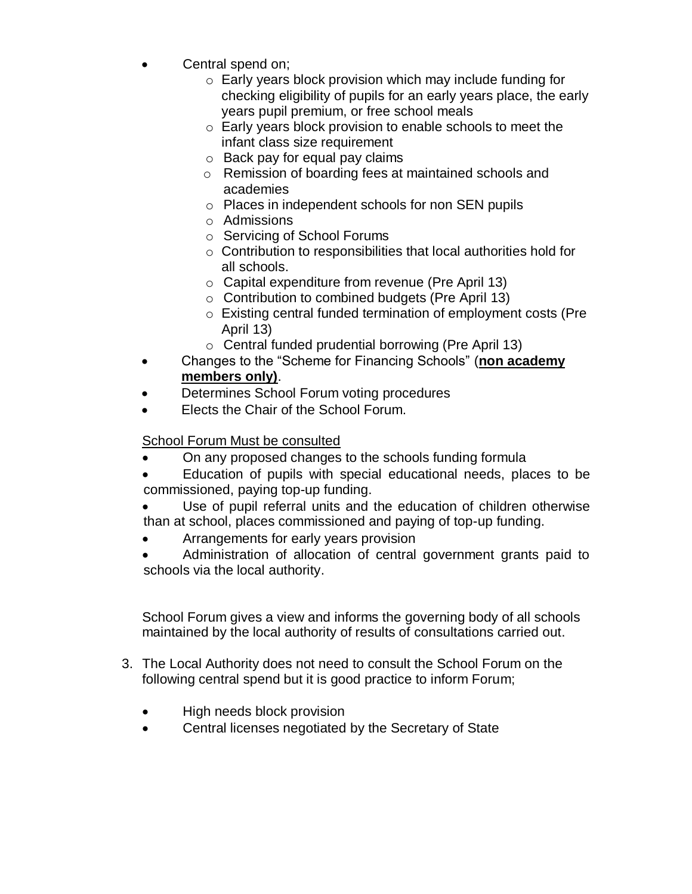- Central spend on;
  - Early years block provision which may include funding for checking eligibility of pupils for an early years place, the early years pupil premium, or free school meals
  - Early years block provision to enable schools to meet the infant class size requirement
  - Back pay for equal pay claims
  - Remission of boarding fees at maintained schools and academies
  - Places in independent schools for non SEN pupils
  - Admissions
  - Servicing of School Forums
  - Contribution to responsibilities that local authorities hold for all schools.
  - Capital expenditure from revenue (Pre April 13)
  - Contribution to combined budgets (Pre April 13)
  - Existing central funded termination of employment costs (Pre April 13)
  - Central funded prudential borrowing (Pre April 13)
- Changes to the "Scheme for Financing Schools" (<u>**non academy members only)**</u>.
- Determines School Forum voting procedures
- Elects the Chair of the School Forum.

<u>School Forum Must be consulted</u>

- On any proposed changes to the schools funding formula
- Education of pupils with special educational needs, places to be commissioned, paying top-up funding.
- Use of pupil referral units and the education of children otherwise than at school, places commissioned and paying of top-up funding.
- Arrangements for early years provision
- Administration of allocation of central government grants paid to schools via the local authority.

School Forum gives a view and informs the governing body of all schools maintained by the local authority of results of consultations carried out.

3. The Local Authority does not need to consult the School Forum on the following central spend but it is good practice to inform Forum;

   - High needs block provision
   - Central licenses negotiated by the Secretary of State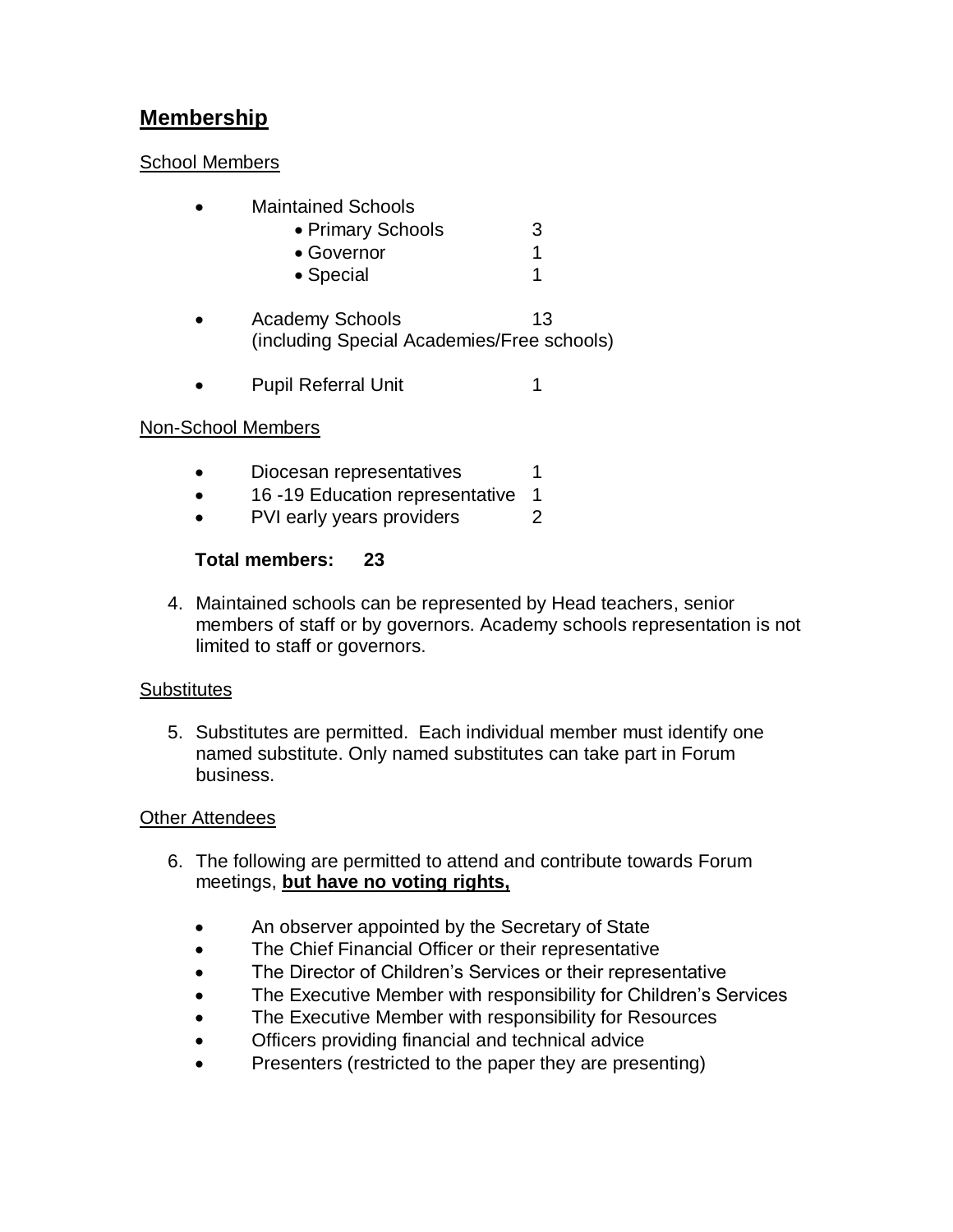## Membership

School Members

- Maintained Schools
  - Primary Schools 3
  - Governor 1
  - Special 1
- Academy Schools 13 (including Special Academies/Free schools)
- Pupil Referral Unit 1

Non-School Members

- Diocesan representatives 1
- 16 -19 Education representative 1
- PVI early years providers 2

**Total members: 23**

4. Maintained schools can be represented by Head teachers, senior members of staff or by governors. Academy schools representation is not limited to staff or governors.

Substitutes

5. Substitutes are permitted. Each individual member must identify one named substitute. Only named substitutes can take part in Forum business.

Other Attendees

6. The following are permitted to attend and contribute towards Forum meetings, **but have no voting rights,**

   - An observer appointed by the Secretary of State
   - The Chief Financial Officer or their representative
   - The Director of Children's Services or their representative
   - The Executive Member with responsibility for Children's Services
   - The Executive Member with responsibility for Resources
   - Officers providing financial and technical advice
   - Presenters (restricted to the paper they are presenting)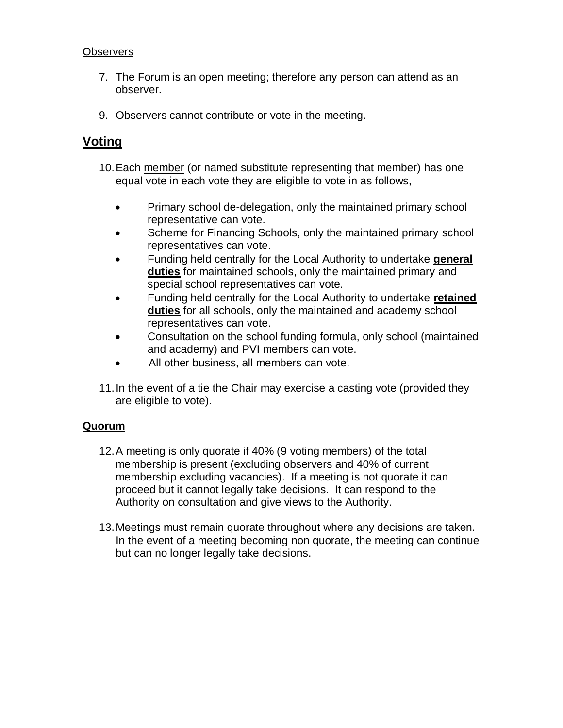Observers

7. The Forum is an open meeting; therefore any person can attend as an observer.

9. Observers cannot contribute or vote in the meeting.

## Voting

10. Each member (or named substitute representing that member) has one equal vote in each vote they are eligible to vote in as follows,

    - Primary school de-delegation, only the maintained primary school representative can vote.
    - Scheme for Financing Schools, only the maintained primary school representatives can vote.
    - Funding held centrally for the Local Authority to undertake **general duties** for maintained schools, only the maintained primary and special school representatives can vote.
    - Funding held centrally for the Local Authority to undertake **retained duties** for all schools, only the maintained and academy school representatives can vote.
    - Consultation on the school funding formula, only school (maintained and academy) and PVI members can vote.
    - All other business, all members can vote.

11. In the event of a tie the Chair may exercise a casting vote (provided they are eligible to vote).

**Quorum**

12. A meeting is only quorate if 40% (9 voting members) of the total membership is present (excluding observers and 40% of current membership excluding vacancies). If a meeting is not quorate it can proceed but it cannot legally take decisions. It can respond to the Authority on consultation and give views to the Authority.

13. Meetings must remain quorate throughout where any decisions are taken. In the event of a meeting becoming non quorate, the meeting can continue but can no longer legally take decisions.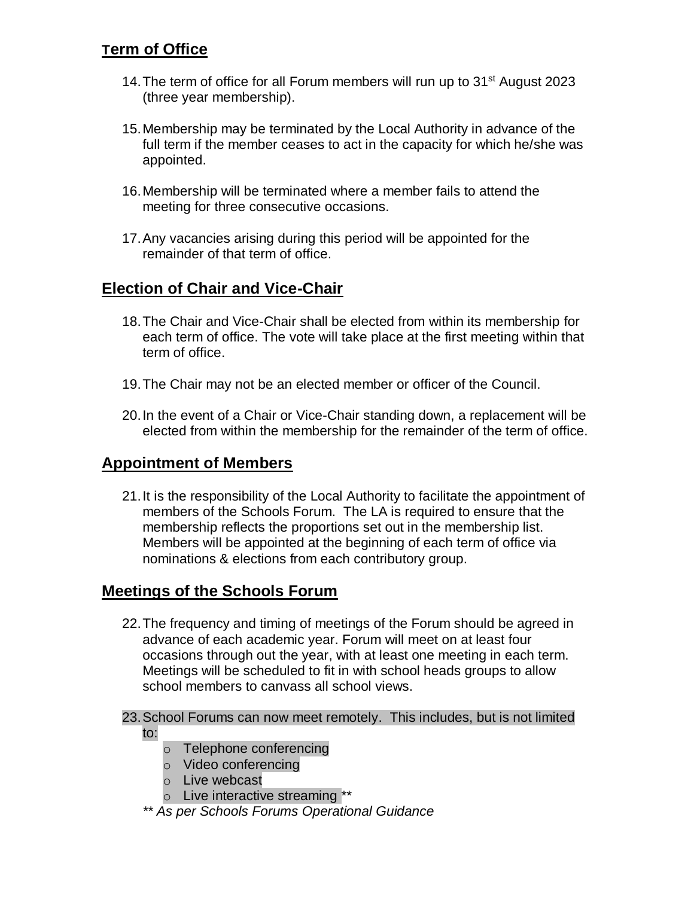## Term of Office

14. The term of office for all Forum members will run up to 31st August 2023 (three year membership).

15. Membership may be terminated by the Local Authority in advance of the full term if the member ceases to act in the capacity for which he/she was appointed.

16. Membership will be terminated where a member fails to attend the meeting for three consecutive occasions.

17. Any vacancies arising during this period will be appointed for the remainder of that term of office.

## Election of Chair and Vice-Chair

18. The Chair and Vice-Chair shall be elected from within its membership for each term of office. The vote will take place at the first meeting within that term of office.

19. The Chair may not be an elected member or officer of the Council.

20. In the event of a Chair or Vice-Chair standing down, a replacement will be elected from within the membership for the remainder of the term of office.

## Appointment of Members

21. It is the responsibility of the Local Authority to facilitate the appointment of members of the Schools Forum. The LA is required to ensure that the membership reflects the proportions set out in the membership list. Members will be appointed at the beginning of each term of office via nominations & elections from each contributory group.

## Meetings of the Schools Forum

22. The frequency and timing of meetings of the Forum should be agreed in advance of each academic year. Forum will meet on at least four occasions through out the year, with at least one meeting in each term. Meetings will be scheduled to fit in with school heads groups to allow school members to canvass all school views.

23. School Forums can now meet remotely. This includes, but is not limited to:
    - Telephone conferencing
    - Video conferencing
    - Live webcast
    - Live interactive streaming **

    *** As per Schools Forums Operational Guidance*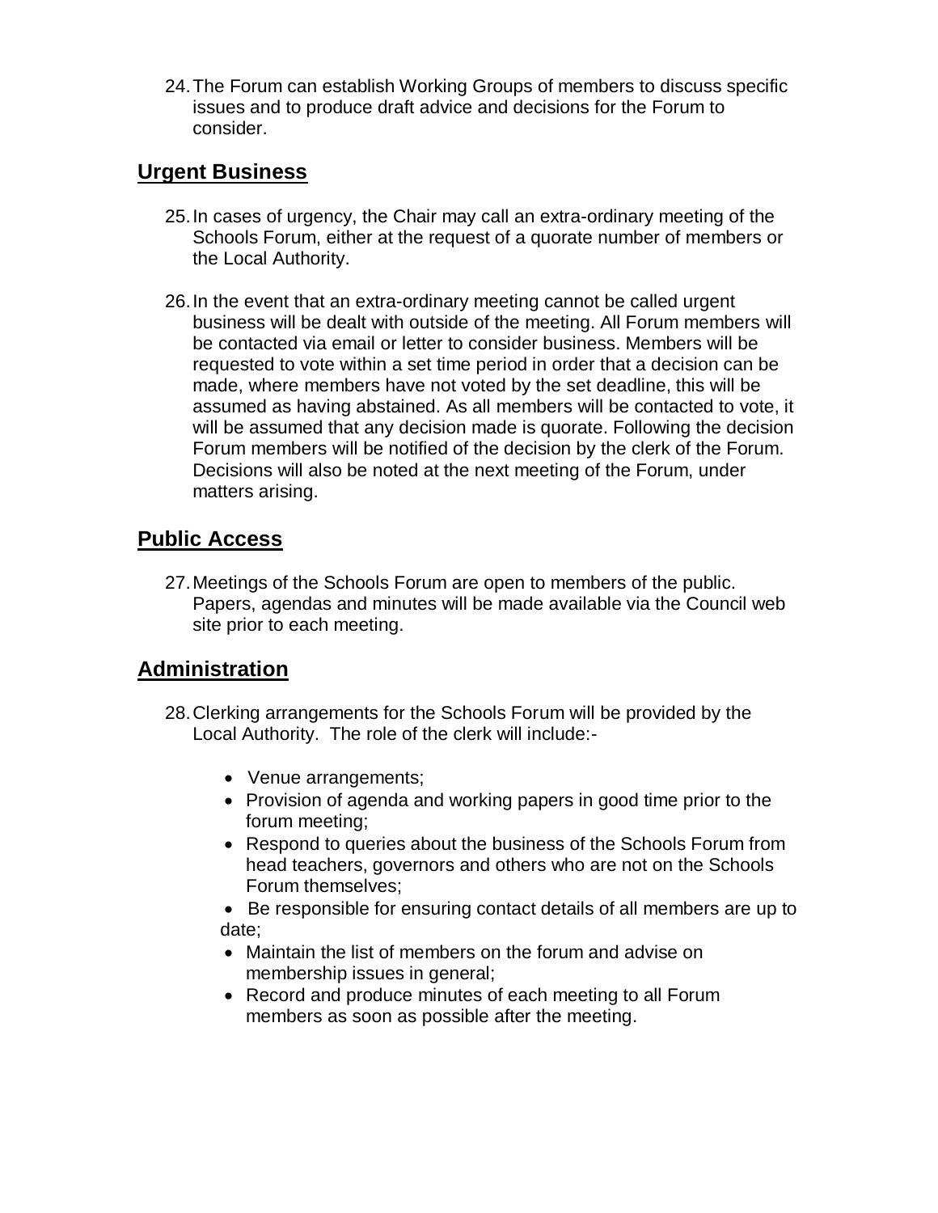24. The Forum can establish Working Groups of members to discuss specific issues and to produce draft advice and decisions for the Forum to consider.

## Urgent Business

25. In cases of urgency, the Chair may call an extra-ordinary meeting of the Schools Forum, either at the request of a quorate number of members or the Local Authority.

26. In the event that an extra-ordinary meeting cannot be called urgent business will be dealt with outside of the meeting. All Forum members will be contacted via email or letter to consider business. Members will be requested to vote within a set time period in order that a decision can be made, where members have not voted by the set deadline, this will be assumed as having abstained. As all members will be contacted to vote, it will be assumed that any decision made is quorate. Following the decision Forum members will be notified of the decision by the clerk of the Forum. Decisions will also be noted at the next meeting of the Forum, under matters arising.

## Public Access

27. Meetings of the Schools Forum are open to members of the public. Papers, agendas and minutes will be made available via the Council web site prior to each meeting.

## Administration

28. Clerking arrangements for the Schools Forum will be provided by the Local Authority. The role of the clerk will include:-

    - Venue arrangements;
    - Provision of agenda and working papers in good time prior to the forum meeting;
    - Respond to queries about the business of the Schools Forum from head teachers, governors and others who are not on the Schools Forum themselves;
    - Be responsible for ensuring contact details of all members are up to date;
    - Maintain the list of members on the forum and advise on membership issues in general;
    - Record and produce minutes of each meeting to all Forum members as soon as possible after the meeting.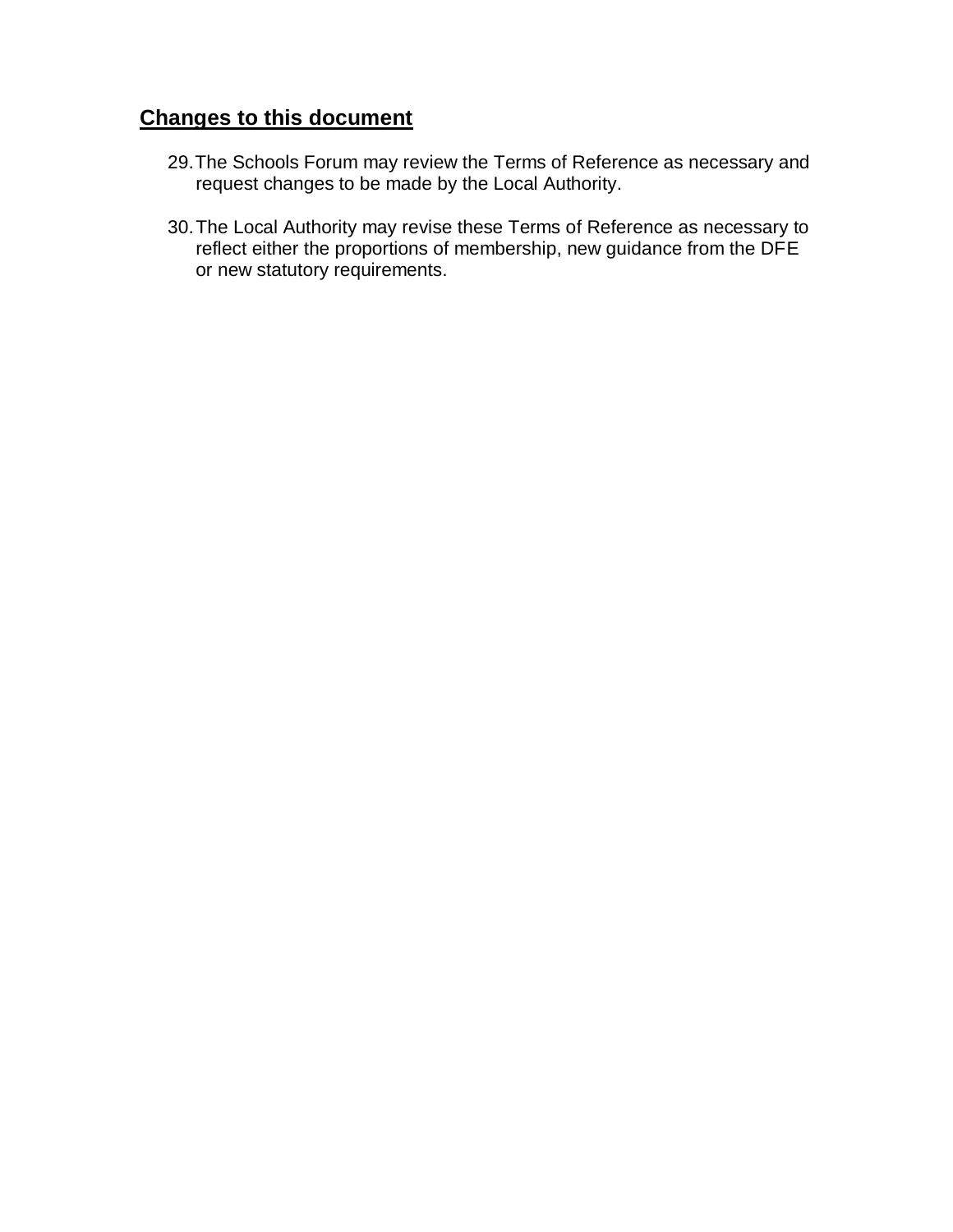## Changes to this document

29. The Schools Forum may review the Terms of Reference as necessary and request changes to be made by the Local Authority.

30. The Local Authority may revise these Terms of Reference as necessary to reflect either the proportions of membership, new guidance from the DFE or new statutory requirements.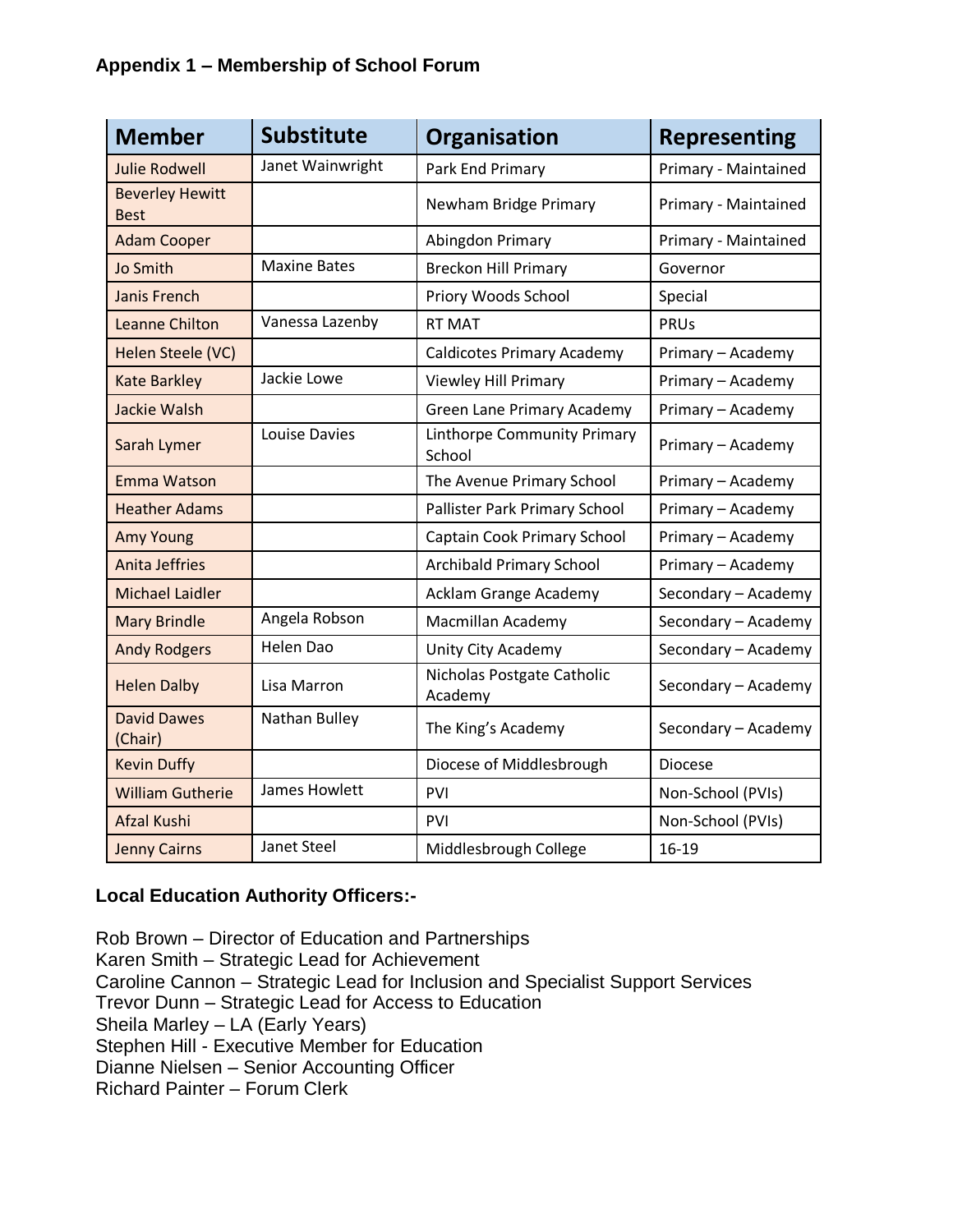## Appendix 1 – Membership of School Forum

| Member | Substitute | Organisation | Representing |
|---|---|---|---|
| Julie Rodwell | Janet Wainwright | Park End Primary | Primary - Maintained |
| Beverley Hewitt Best | | Newham Bridge Primary | Primary - Maintained |
| Adam Cooper | | Abingdon Primary | Primary - Maintained |
| Jo Smith | Maxine Bates | Breckon Hill Primary | Governor |
| Janis French | | Priory Woods School | Special |
| Leanne Chilton | Vanessa Lazenby | RT MAT | PRUs |
| Helen Steele (VC) | | Caldicotes Primary Academy | Primary – Academy |
| Kate Barkley | Jackie Lowe | Viewley Hill Primary | Primary – Academy |
| Jackie Walsh | | Green Lane Primary Academy | Primary – Academy |
| Sarah Lymer | Louise Davies | Linthorpe Community Primary School | Primary – Academy |
| Emma Watson | | The Avenue Primary School | Primary – Academy |
| Heather Adams | | Pallister Park Primary School | Primary – Academy |
| Amy Young | | Captain Cook Primary School | Primary – Academy |
| Anita Jeffries | | Archibald Primary School | Primary – Academy |
| Michael Laidler | | Acklam Grange Academy | Secondary – Academy |
| Mary Brindle | Angela Robson | Macmillan Academy | Secondary – Academy |
| Andy Rodgers | Helen Dao | Unity City Academy | Secondary – Academy |
| Helen Dalby | Lisa Marron | Nicholas Postgate Catholic Academy | Secondary – Academy |
| David Dawes (Chair) | Nathan Bulley | The King's Academy | Secondary – Academy |
| Kevin Duffy | | Diocese of Middlesbrough | Diocese |
| William Gutherie | James Howlett | PVI | Non-School (PVIs) |
| Afzal Kushi | | PVI | Non-School (PVIs) |
| Jenny Cairns | Janet Steel | Middlesbrough College | 16-19 |

**Local Education Authority Officers:-**

Rob Brown – Director of Education and Partnerships
Karen Smith – Strategic Lead for Achievement
Caroline Cannon – Strategic Lead for Inclusion and Specialist Support Services
Trevor Dunn – Strategic Lead for Access to Education
Sheila Marley – LA (Early Years)
Stephen Hill - Executive Member for Education
Dianne Nielsen – Senior Accounting Officer
Richard Painter – Forum Clerk